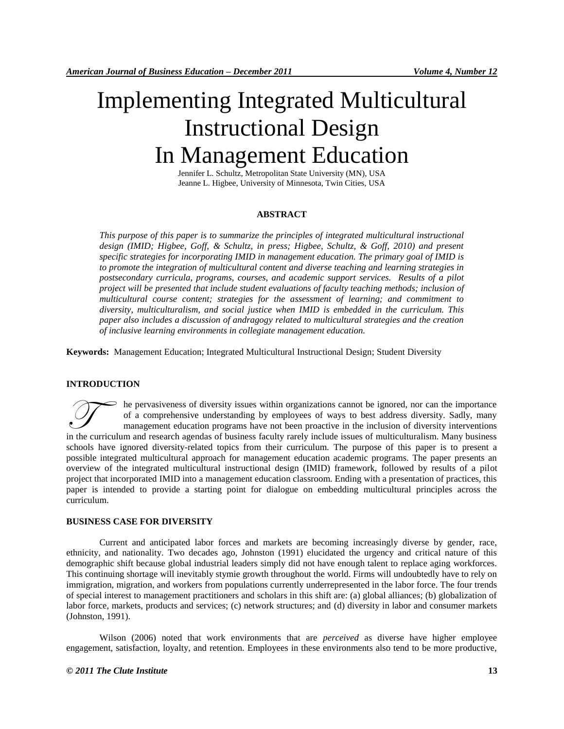# Implementing Integrated Multicultural Instructional Design In Management Education

Jennifer L. Schultz, Metropolitan State University (MN), USA
Jeanne L. Higbee, University of Minnesota, Twin Cities, USA

## ABSTRACT

*This purpose of this paper is to summarize the principles of integrated multicultural instructional design (IMID; Higbee, Goff, & Schultz, in press; Higbee, Schultz, & Goff, 2010) and present specific strategies for incorporating IMID in management education. The primary goal of IMID is to promote the integration of multicultural content and diverse teaching and learning strategies in postsecondary curricula, programs, courses, and academic support services. Results of a pilot project will be presented that include student evaluations of faculty teaching methods; inclusion of multicultural course content; strategies for the assessment of learning; and commitment to diversity, multiculturalism, and social justice when IMID is embedded in the curriculum. This paper also includes a discussion of andragogy related to multicultural strategies and the creation of inclusive learning environments in collegiate management education.*

**Keywords:** Management Education; Integrated Multicultural Instructional Design; Student Diversity

## INTRODUCTION

The pervasiveness of diversity issues within organizations cannot be ignored, nor can the importance of a comprehensive understanding by employees of ways to best address diversity. Sadly, many management education programs have not been proactive in the inclusion of diversity interventions in the curriculum and research agendas of business faculty rarely include issues of multiculturalism. Many business schools have ignored diversity-related topics from their curriculum. The purpose of this paper is to present a possible integrated multicultural approach for management education academic programs. The paper presents an overview of the integrated multicultural instructional design (IMID) framework, followed by results of a pilot project that incorporated IMID into a management education classroom. Ending with a presentation of practices, this paper is intended to provide a starting point for dialogue on embedding multicultural principles across the curriculum.

## BUSINESS CASE FOR DIVERSITY

Current and anticipated labor forces and markets are becoming increasingly diverse by gender, race, ethnicity, and nationality. Two decades ago, Johnston (1991) elucidated the urgency and critical nature of this demographic shift because global industrial leaders simply did not have enough talent to replace aging workforces. This continuing shortage will inevitably stymie growth throughout the world. Firms will undoubtedly have to rely on immigration, migration, and workers from populations currently underrepresented in the labor force. The four trends of special interest to management practitioners and scholars in this shift are: (a) global alliances; (b) globalization of labor force, markets, products and services; (c) network structures; and (d) diversity in labor and consumer markets (Johnston, 1991).

Wilson (2006) noted that work environments that are *perceived* as diverse have higher employee engagement, satisfaction, loyalty, and retention. Employees in these environments also tend to be more productive,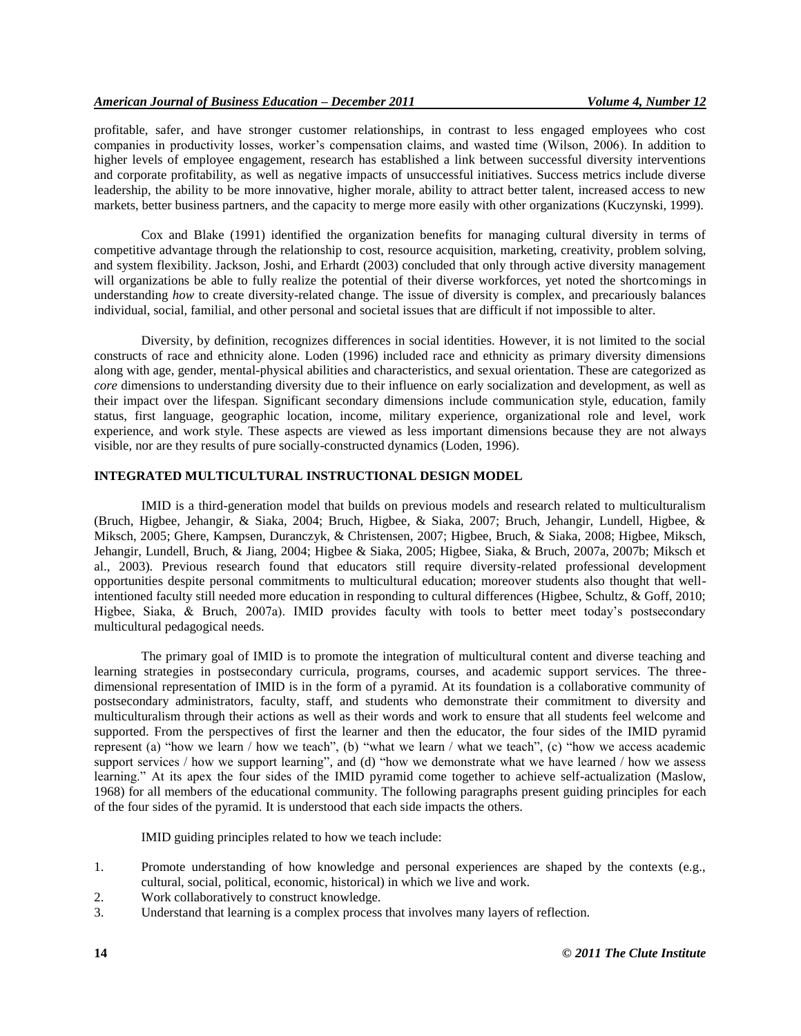profitable, safer, and have stronger customer relationships, in contrast to less engaged employees who cost companies in productivity losses, worker's compensation claims, and wasted time (Wilson, 2006). In addition to higher levels of employee engagement, research has established a link between successful diversity interventions and corporate profitability, as well as negative impacts of unsuccessful initiatives. Success metrics include diverse leadership, the ability to be more innovative, higher morale, ability to attract better talent, increased access to new markets, better business partners, and the capacity to merge more easily with other organizations (Kuczynski, 1999).

Cox and Blake (1991) identified the organization benefits for managing cultural diversity in terms of competitive advantage through the relationship to cost, resource acquisition, marketing, creativity, problem solving, and system flexibility. Jackson, Joshi, and Erhardt (2003) concluded that only through active diversity management will organizations be able to fully realize the potential of their diverse workforces, yet noted the shortcomings in understanding *how* to create diversity-related change. The issue of diversity is complex, and precariously balances individual, social, familial, and other personal and societal issues that are difficult if not impossible to alter.

Diversity, by definition, recognizes differences in social identities. However, it is not limited to the social constructs of race and ethnicity alone. Loden (1996) included race and ethnicity as primary diversity dimensions along with age, gender, mental-physical abilities and characteristics, and sexual orientation. These are categorized as *core* dimensions to understanding diversity due to their influence on early socialization and development, as well as their impact over the lifespan. Significant secondary dimensions include communication style, education, family status, first language, geographic location, income, military experience, organizational role and level, work experience, and work style. These aspects are viewed as less important dimensions because they are not always visible, nor are they results of pure socially-constructed dynamics (Loden, 1996).

## INTEGRATED MULTICULTURAL INSTRUCTIONAL DESIGN MODEL

IMID is a third-generation model that builds on previous models and research related to multiculturalism (Bruch, Higbee, Jehangir, & Siaka, 2004; Bruch, Higbee, & Siaka, 2007; Bruch, Jehangir, Lundell, Higbee, & Miksch, 2005; Ghere, Kampsen, Duranczyk, & Christensen, 2007; Higbee, Bruch, & Siaka, 2008; Higbee, Miksch, Jehangir, Lundell, Bruch, & Jiang, 2004; Higbee & Siaka, 2005; Higbee, Siaka, & Bruch, 2007a, 2007b; Miksch et al., 2003). Previous research found that educators still require diversity-related professional development opportunities despite personal commitments to multicultural education; moreover students also thought that well-intentioned faculty still needed more education in responding to cultural differences (Higbee, Schultz, & Goff, 2010; Higbee, Siaka, & Bruch, 2007a). IMID provides faculty with tools to better meet today's postsecondary multicultural pedagogical needs.

The primary goal of IMID is to promote the integration of multicultural content and diverse teaching and learning strategies in postsecondary curricula, programs, courses, and academic support services. The three-dimensional representation of IMID is in the form of a pyramid. At its foundation is a collaborative community of postsecondary administrators, faculty, staff, and students who demonstrate their commitment to diversity and multiculturalism through their actions as well as their words and work to ensure that all students feel welcome and supported. From the perspectives of first the learner and then the educator, the four sides of the IMID pyramid represent (a) "how we learn / how we teach", (b) "what we learn / what we teach", (c) "how we access academic support services / how we support learning", and (d) "how we demonstrate what we have learned / how we assess learning." At its apex the four sides of the IMID pyramid come together to achieve self-actualization (Maslow, 1968) for all members of the educational community. The following paragraphs present guiding principles for each of the four sides of the pyramid. It is understood that each side impacts the others.

IMID guiding principles related to how we teach include:

1. Promote understanding of how knowledge and personal experiences are shaped by the contexts (e.g., cultural, social, political, economic, historical) in which we live and work.
2. Work collaboratively to construct knowledge.
3. Understand that learning is a complex process that involves many layers of reflection.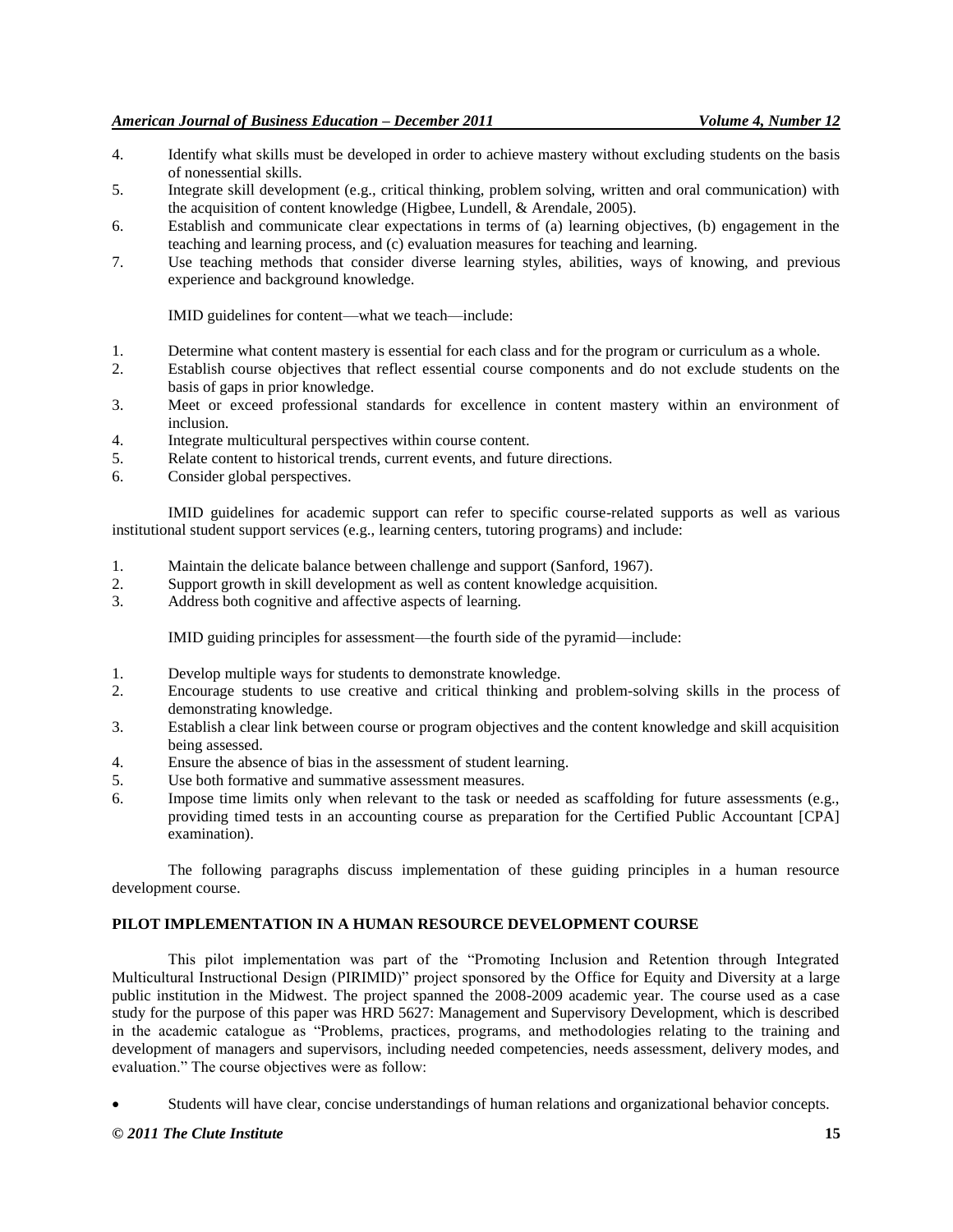4. Identify what skills must be developed in order to achieve mastery without excluding students on the basis of nonessential skills.
5. Integrate skill development (e.g., critical thinking, problem solving, written and oral communication) with the acquisition of content knowledge (Higbee, Lundell, & Arendale, 2005).
6. Establish and communicate clear expectations in terms of (a) learning objectives, (b) engagement in the teaching and learning process, and (c) evaluation measures for teaching and learning.
7. Use teaching methods that consider diverse learning styles, abilities, ways of knowing, and previous experience and background knowledge.

IMID guidelines for content—what we teach—include:

1. Determine what content mastery is essential for each class and for the program or curriculum as a whole.
2. Establish course objectives that reflect essential course components and do not exclude students on the basis of gaps in prior knowledge.
3. Meet or exceed professional standards for excellence in content mastery within an environment of inclusion.
4. Integrate multicultural perspectives within course content.
5. Relate content to historical trends, current events, and future directions.
6. Consider global perspectives.

IMID guidelines for academic support can refer to specific course-related supports as well as various institutional student support services (e.g., learning centers, tutoring programs) and include:

1. Maintain the delicate balance between challenge and support (Sanford, 1967).
2. Support growth in skill development as well as content knowledge acquisition.
3. Address both cognitive and affective aspects of learning.

IMID guiding principles for assessment—the fourth side of the pyramid—include:

1. Develop multiple ways for students to demonstrate knowledge.
2. Encourage students to use creative and critical thinking and problem-solving skills in the process of demonstrating knowledge.
3. Establish a clear link between course or program objectives and the content knowledge and skill acquisition being assessed.
4. Ensure the absence of bias in the assessment of student learning.
5. Use both formative and summative assessment measures.
6. Impose time limits only when relevant to the task or needed as scaffolding for future assessments (e.g., providing timed tests in an accounting course as preparation for the Certified Public Accountant [CPA] examination).

The following paragraphs discuss implementation of these guiding principles in a human resource development course.

## PILOT IMPLEMENTATION IN A HUMAN RESOURCE DEVELOPMENT COURSE

This pilot implementation was part of the "Promoting Inclusion and Retention through Integrated Multicultural Instructional Design (PIRIMID)" project sponsored by the Office for Equity and Diversity at a large public institution in the Midwest. The project spanned the 2008-2009 academic year. The course used as a case study for the purpose of this paper was HRD 5627: Management and Supervisory Development, which is described in the academic catalogue as "Problems, practices, programs, and methodologies relating to the training and development of managers and supervisors, including needed competencies, needs assessment, delivery modes, and evaluation." The course objectives were as follow:

- Students will have clear, concise understandings of human relations and organizational behavior concepts.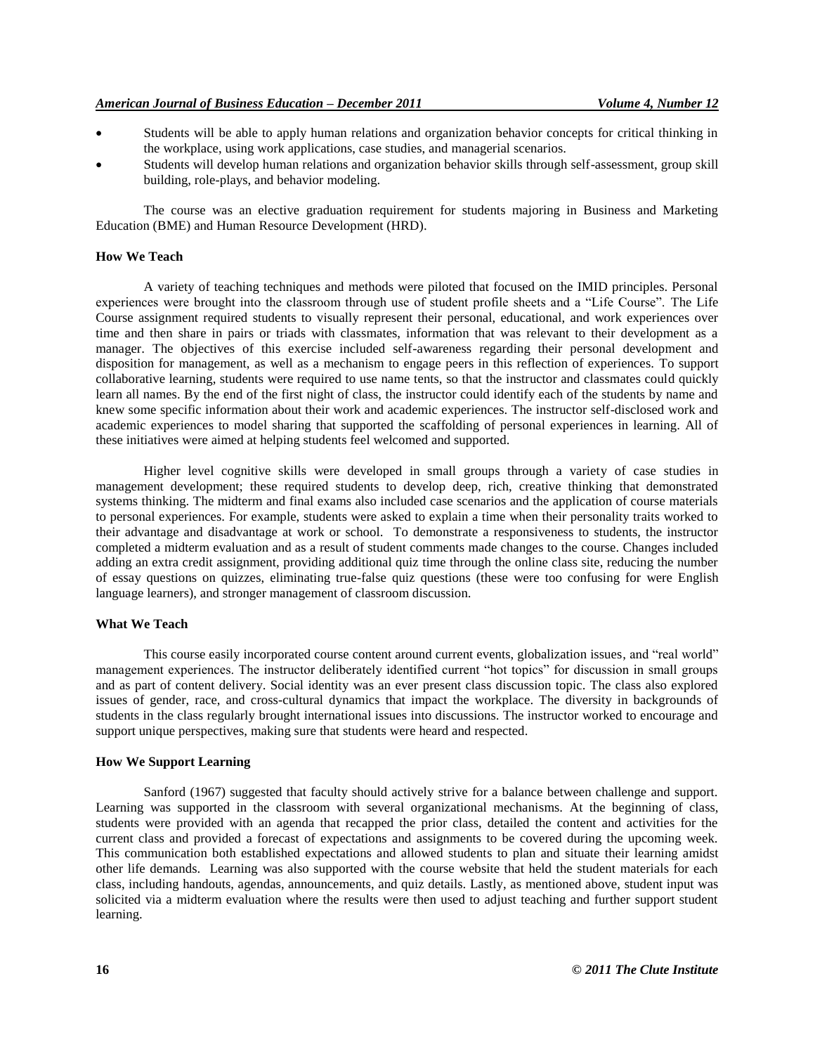- Students will be able to apply human relations and organization behavior concepts for critical thinking in the workplace, using work applications, case studies, and managerial scenarios.
- Students will develop human relations and organization behavior skills through self-assessment, group skill building, role-plays, and behavior modeling.

The course was an elective graduation requirement for students majoring in Business and Marketing Education (BME) and Human Resource Development (HRD).

**How We Teach**

A variety of teaching techniques and methods were piloted that focused on the IMID principles. Personal experiences were brought into the classroom through use of student profile sheets and a "Life Course". The Life Course assignment required students to visually represent their personal, educational, and work experiences over time and then share in pairs or triads with classmates, information that was relevant to their development as a manager. The objectives of this exercise included self-awareness regarding their personal development and disposition for management, as well as a mechanism to engage peers in this reflection of experiences. To support collaborative learning, students were required to use name tents, so that the instructor and classmates could quickly learn all names. By the end of the first night of class, the instructor could identify each of the students by name and knew some specific information about their work and academic experiences. The instructor self-disclosed work and academic experiences to model sharing that supported the scaffolding of personal experiences in learning. All of these initiatives were aimed at helping students feel welcomed and supported.

Higher level cognitive skills were developed in small groups through a variety of case studies in management development; these required students to develop deep, rich, creative thinking that demonstrated systems thinking. The midterm and final exams also included case scenarios and the application of course materials to personal experiences. For example, students were asked to explain a time when their personality traits worked to their advantage and disadvantage at work or school. To demonstrate a responsiveness to students, the instructor completed a midterm evaluation and as a result of student comments made changes to the course. Changes included adding an extra credit assignment, providing additional quiz time through the online class site, reducing the number of essay questions on quizzes, eliminating true-false quiz questions (these were too confusing for were English language learners), and stronger management of classroom discussion.

**What We Teach**

This course easily incorporated course content around current events, globalization issues, and "real world" management experiences. The instructor deliberately identified current "hot topics" for discussion in small groups and as part of content delivery. Social identity was an ever present class discussion topic. The class also explored issues of gender, race, and cross-cultural dynamics that impact the workplace. The diversity in backgrounds of students in the class regularly brought international issues into discussions. The instructor worked to encourage and support unique perspectives, making sure that students were heard and respected.

**How We Support Learning**

Sanford (1967) suggested that faculty should actively strive for a balance between challenge and support. Learning was supported in the classroom with several organizational mechanisms. At the beginning of class, students were provided with an agenda that recapped the prior class, detailed the content and activities for the current class and provided a forecast of expectations and assignments to be covered during the upcoming week. This communication both established expectations and allowed students to plan and situate their learning amidst other life demands. Learning was also supported with the course website that held the student materials for each class, including handouts, agendas, announcements, and quiz details. Lastly, as mentioned above, student input was solicited via a midterm evaluation where the results were then used to adjust teaching and further support student learning.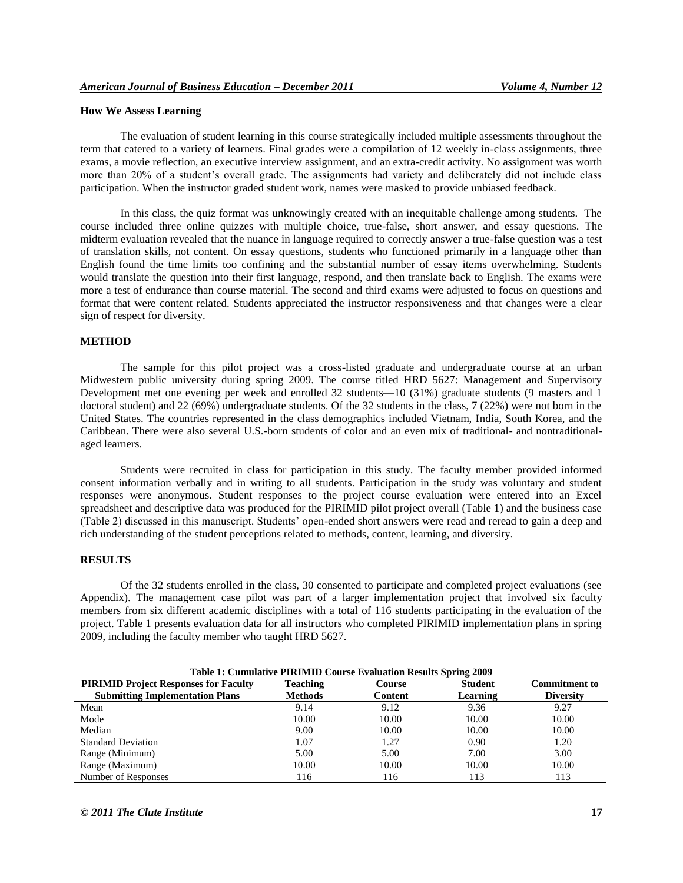**How We Assess Learning**

The evaluation of student learning in this course strategically included multiple assessments throughout the term that catered to a variety of learners. Final grades were a compilation of 12 weekly in-class assignments, three exams, a movie reflection, an executive interview assignment, and an extra-credit activity. No assignment was worth more than 20% of a student's overall grade. The assignments had variety and deliberately did not include class participation. When the instructor graded student work, names were masked to provide unbiased feedback.

In this class, the quiz format was unknowingly created with an inequitable challenge among students. The course included three online quizzes with multiple choice, true-false, short answer, and essay questions. The midterm evaluation revealed that the nuance in language required to correctly answer a true-false question was a test of translation skills, not content. On essay questions, students who functioned primarily in a language other than English found the time limits too confining and the substantial number of essay items overwhelming. Students would translate the question into their first language, respond, and then translate back to English. The exams were more a test of endurance than course material. The second and third exams were adjusted to focus on questions and format that were content related. Students appreciated the instructor responsiveness and that changes were a clear sign of respect for diversity.

## METHOD

The sample for this pilot project was a cross-listed graduate and undergraduate course at an urban Midwestern public university during spring 2009. The course titled HRD 5627: Management and Supervisory Development met one evening per week and enrolled 32 students—10 (31%) graduate students (9 masters and 1 doctoral student) and 22 (69%) undergraduate students. Of the 32 students in the class, 7 (22%) were not born in the United States. The countries represented in the class demographics included Vietnam, India, South Korea, and the Caribbean. There were also several U.S.-born students of color and an even mix of traditional- and nontraditional-aged learners.

Students were recruited in class for participation in this study. The faculty member provided informed consent information verbally and in writing to all students. Participation in the study was voluntary and student responses were anonymous. Student responses to the project course evaluation were entered into an Excel spreadsheet and descriptive data was produced for the PIRIMID pilot project overall (Table 1) and the business case (Table 2) discussed in this manuscript. Students' open-ended short answers were read and reread to gain a deep and rich understanding of the student perceptions related to methods, content, learning, and diversity.

## RESULTS

Of the 32 students enrolled in the class, 30 consented to participate and completed project evaluations (see Appendix). The management case pilot was part of a larger implementation project that involved six faculty members from six different academic disciplines with a total of 116 students participating in the evaluation of the project. Table 1 presents evaluation data for all instructors who completed PIRIMID implementation plans in spring 2009, including the faculty member who taught HRD 5627.

**Table 1: Cumulative PIRIMID Course Evaluation Results Spring 2009**

| PIRIMID Project Responses for Faculty Submitting Implementation Plans | Teaching Methods | Course Content | Student Learning | Commitment to Diversity |
|---|---|---|---|---|
| Mean | 9.14 | 9.12 | 9.36 | 9.27 |
| Mode | 10.00 | 10.00 | 10.00 | 10.00 |
| Median | 9.00 | 10.00 | 10.00 | 10.00 |
| Standard Deviation | 1.07 | 1.27 | 0.90 | 1.20 |
| Range (Minimum) | 5.00 | 5.00 | 7.00 | 3.00 |
| Range (Maximum) | 10.00 | 10.00 | 10.00 | 10.00 |
| Number of Responses | 116 | 116 | 113 | 113 |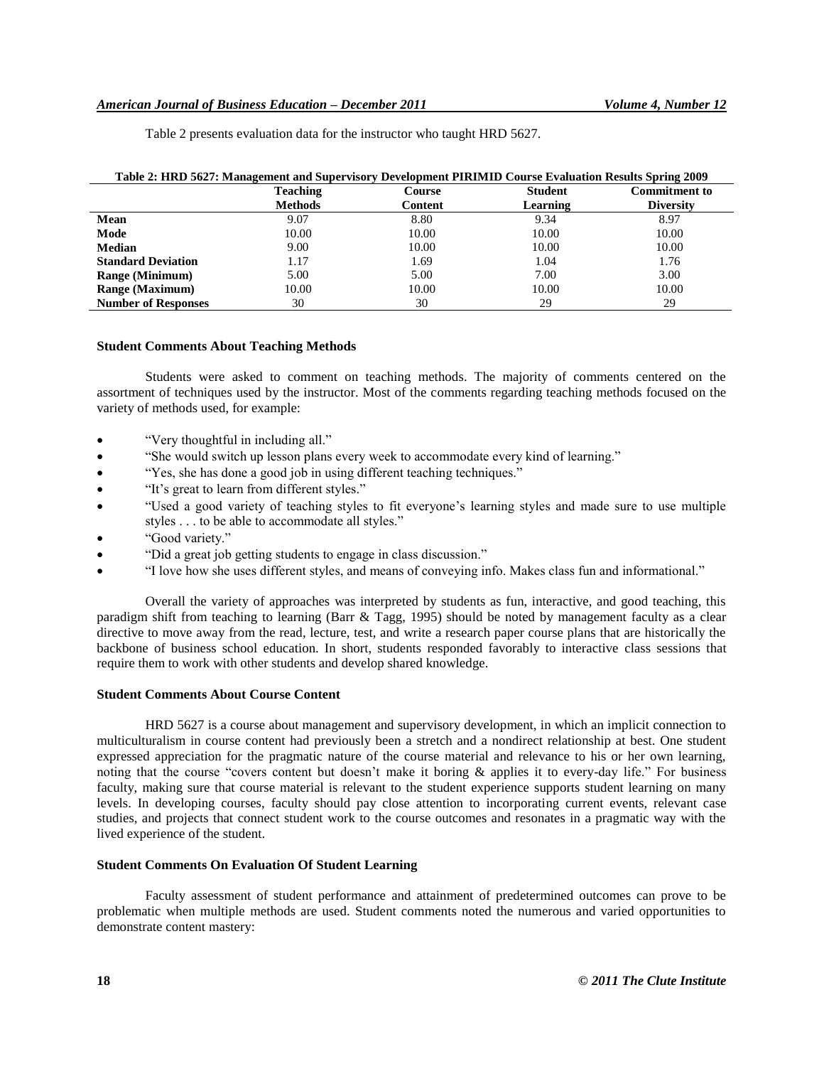Table 2 presents evaluation data for the instructor who taught HRD 5627.

**Table 2: HRD 5627: Management and Supervisory Development PIRIMID Course Evaluation Results Spring 2009**

| | Teaching Methods | Course Content | Student Learning | Commitment to Diversity |
|---|---|---|---|---|
| **Mean** | 9.07 | 8.80 | 9.34 | 8.97 |
| **Mode** | 10.00 | 10.00 | 10.00 | 10.00 |
| **Median** | 9.00 | 10.00 | 10.00 | 10.00 |
| **Standard Deviation** | 1.17 | 1.69 | 1.04 | 1.76 |
| **Range (Minimum)** | 5.00 | 5.00 | 7.00 | 3.00 |
| **Range (Maximum)** | 10.00 | 10.00 | 10.00 | 10.00 |
| **Number of Responses** | 30 | 30 | 29 | 29 |

### Student Comments About Teaching Methods

Students were asked to comment on teaching methods. The majority of comments centered on the assortment of techniques used by the instructor. Most of the comments regarding teaching methods focused on the variety of methods used, for example:

- "Very thoughtful in including all."
- "She would switch up lesson plans every week to accommodate every kind of learning."
- "Yes, she has done a good job in using different teaching techniques."
- "It's great to learn from different styles."
- "Used a good variety of teaching styles to fit everyone's learning styles and made sure to use multiple styles . . . to be able to accommodate all styles."
- "Good variety."
- "Did a great job getting students to engage in class discussion."
- "I love how she uses different styles, and means of conveying info. Makes class fun and informational."

Overall the variety of approaches was interpreted by students as fun, interactive, and good teaching, this paradigm shift from teaching to learning (Barr & Tagg, 1995) should be noted by management faculty as a clear directive to move away from the read, lecture, test, and write a research paper course plans that are historically the backbone of business school education. In short, students responded favorably to interactive class sessions that require them to work with other students and develop shared knowledge.

### Student Comments About Course Content

HRD 5627 is a course about management and supervisory development, in which an implicit connection to multiculturalism in course content had previously been a stretch and a nondirect relationship at best. One student expressed appreciation for the pragmatic nature of the course material and relevance to his or her own learning, noting that the course "covers content but doesn't make it boring & applies it to every-day life." For business faculty, making sure that course material is relevant to the student experience supports student learning on many levels. In developing courses, faculty should pay close attention to incorporating current events, relevant case studies, and projects that connect student work to the course outcomes and resonates in a pragmatic way with the lived experience of the student.

### Student Comments On Evaluation Of Student Learning

Faculty assessment of student performance and attainment of predetermined outcomes can prove to be problematic when multiple methods are used. Student comments noted the numerous and varied opportunities to demonstrate content mastery: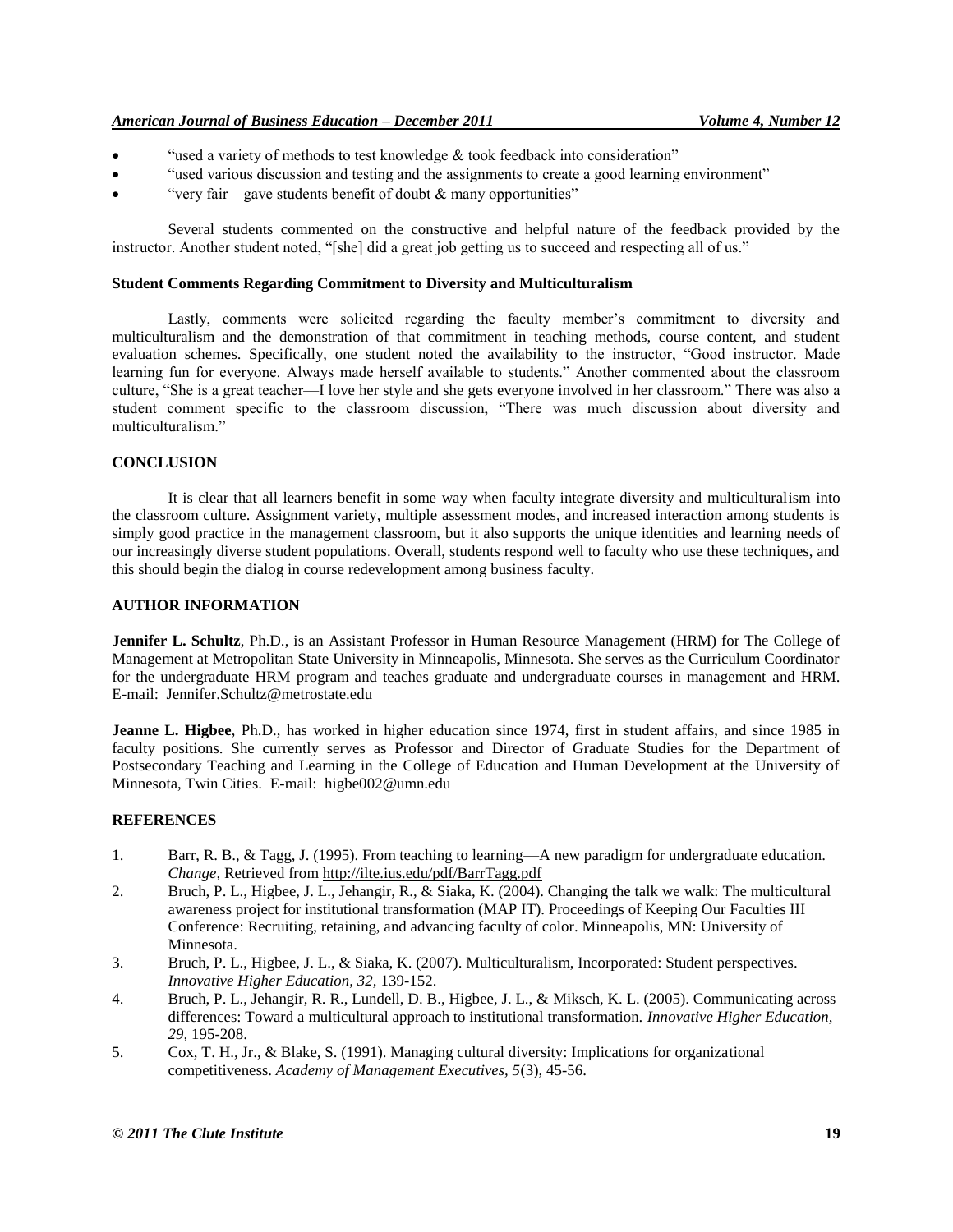- "used a variety of methods to test knowledge & took feedback into consideration"
- "used various discussion and testing and the assignments to create a good learning environment"
- "very fair—gave students benefit of doubt & many opportunities"

Several students commented on the constructive and helpful nature of the feedback provided by the instructor. Another student noted, "[she] did a great job getting us to succeed and respecting all of us."

### Student Comments Regarding Commitment to Diversity and Multiculturalism

Lastly, comments were solicited regarding the faculty member's commitment to diversity and multiculturalism and the demonstration of that commitment in teaching methods, course content, and student evaluation schemes. Specifically, one student noted the availability to the instructor, "Good instructor. Made learning fun for everyone. Always made herself available to students." Another commented about the classroom culture, "She is a great teacher—I love her style and she gets everyone involved in her classroom." There was also a student comment specific to the classroom discussion, "There was much discussion about diversity and multiculturalism."

## CONCLUSION

It is clear that all learners benefit in some way when faculty integrate diversity and multiculturalism into the classroom culture. Assignment variety, multiple assessment modes, and increased interaction among students is simply good practice in the management classroom, but it also supports the unique identities and learning needs of our increasingly diverse student populations. Overall, students respond well to faculty who use these techniques, and this should begin the dialog in course redevelopment among business faculty.

## AUTHOR INFORMATION

**Jennifer L. Schultz**, Ph.D., is an Assistant Professor in Human Resource Management (HRM) for The College of Management at Metropolitan State University in Minneapolis, Minnesota. She serves as the Curriculum Coordinator for the undergraduate HRM program and teaches graduate and undergraduate courses in management and HRM. E-mail: Jennifer.Schultz@metrostate.edu

**Jeanne L. Higbee**, Ph.D., has worked in higher education since 1974, first in student affairs, and since 1985 in faculty positions. She currently serves as Professor and Director of Graduate Studies for the Department of Postsecondary Teaching and Learning in the College of Education and Human Development at the University of Minnesota, Twin Cities. E-mail: higbe002@umn.edu

## REFERENCES

1. Barr, R. B., & Tagg, J. (1995). From teaching to learning—A new paradigm for undergraduate education. *Change,* Retrieved from http://ilte.ius.edu/pdf/BarrTagg.pdf
2. Bruch, P. L., Higbee, J. L., Jehangir, R., & Siaka, K. (2004). Changing the talk we walk: The multicultural awareness project for institutional transformation (MAP IT). Proceedings of Keeping Our Faculties III Conference: Recruiting, retaining, and advancing faculty of color. Minneapolis, MN: University of Minnesota.
3. Bruch, P. L., Higbee, J. L., & Siaka, K. (2007). Multiculturalism, Incorporated: Student perspectives. *Innovative Higher Education, 32,* 139-152.
4. Bruch, P. L., Jehangir, R. R., Lundell, D. B., Higbee, J. L., & Miksch, K. L. (2005). Communicating across differences: Toward a multicultural approach to institutional transformation. *Innovative Higher Education, 29,* 195-208.
5. Cox, T. H., Jr., & Blake, S. (1991). Managing cultural diversity: Implications for organizational competitiveness. *Academy of Management Executives, 5*(3), 45-56.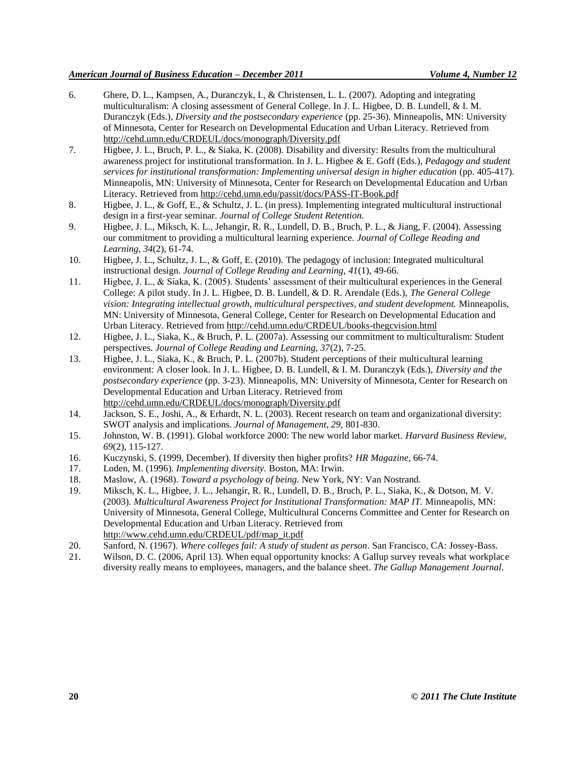6. Ghere, D. L., Kampsen, A., Duranczyk, I., & Christensen, L. L. (2007). Adopting and integrating multiculturalism: A closing assessment of General College. In J. L. Higbee, D. B. Lundell, & I. M. Duranczyk (Eds.), *Diversity and the postsecondary experience* (pp. 25-36). Minneapolis, MN: University of Minnesota, Center for Research on Developmental Education and Urban Literacy. Retrieved from http://cehd.umn.edu/CRDEUL/docs/monograph/Diversity.pdf
7. Higbee, J. L., Bruch, P. L., & Siaka, K. (2008). Disability and diversity: Results from the multicultural awareness project for institutional transformation. In J. L. Higbee & E. Goff (Eds.), *Pedagogy and student services for institutional transformation: Implementing universal design in higher education* (pp. 405-417). Minneapolis, MN: University of Minnesota, Center for Research on Developmental Education and Urban Literacy. Retrieved from http://cehd.umn.edu/passit/docs/PASS-IT-Book.pdf
8. Higbee, J. L., & Goff, E., & Schultz, J. L. (in press). Implementing integrated multicultural instructional design in a first-year seminar. *Journal of College Student Retention.*
9. Higbee, J. L., Miksch, K. L., Jehangir, R. R., Lundell, D. B., Bruch, P. L., & Jiang, F. (2004). Assessing our commitment to providing a multicultural learning experience. *Journal of College Reading and Learning, 34*(2), 61-74.
10. Higbee, J. L., Schultz, J. L., & Goff, E. (2010). The pedagogy of inclusion: Integrated multicultural instructional design. *Journal of College Reading and Learning, 41*(1), 49-66.
11. Higbee, J. L., & Siaka, K. (2005). Students' assessment of their multicultural experiences in the General College: A pilot study. In J. L. Higbee, D. B. Lundell, & D. R. Arendale (Eds.), *The General College vision: Integrating intellectual growth, multicultural perspectives, and student development.* Minneapolis, MN: University of Minnesota, General College, Center for Research on Developmental Education and Urban Literacy. Retrieved from http://cehd.umn.edu/CRDEUL/books-thegcvision.html
12. Higbee, J. L., Siaka, K., & Bruch, P. L. (2007a). Assessing our commitment to multiculturalism: Student perspectives. *Journal of College Reading and Learning, 37*(2), 7-25.
13. Higbee, J. L., Siaka, K., & Bruch, P. L. (2007b). Student perceptions of their multicultural learning environment: A closer look. In J. L. Higbee, D. B. Lundell, & I. M. Duranczyk (Eds.), *Diversity and the postsecondary experience* (pp. 3-23). Minneapolis, MN: University of Minnesota, Center for Research on Developmental Education and Urban Literacy. Retrieved from http://cehd.umn.edu/CRDEUL/docs/monograph/Diversity.pdf
14. Jackson, S. E., Joshi, A., & Erhardt, N. L. (2003). Recent research on team and organizational diversity: SWOT analysis and implications. *Journal of Management, 29,* 801-830.
15. Johnston, W. B. (1991). Global workforce 2000: The new world labor market. *Harvard Business Review, 69*(2), 115-127.
16. Kuczynski, S. (1999, December). If diversity then higher profits? *HR Magazine,* 66-74.
17. Loden, M. (1996). *Implementing diversity.* Boston, MA: Irwin.
18. Maslow, A. (1968). *Toward a psychology of being.* New York, NY: Van Nostrand.
19. Miksch, K. L., Higbee, J. L., Jehangir, R. R., Lundell, D. B., Bruch, P. L., Siaka, K., & Dotson, M. V. (2003). *Multicultural Awareness Project for Institutional Transformation: MAP IT.* Minneapolis, MN: University of Minnesota, General College, Multicultural Concerns Committee and Center for Research on Developmental Education and Urban Literacy. Retrieved from http://www.cehd.umn.edu/CRDEUL/pdf/map_it.pdf
20. Sanford, N. (1967). *Where colleges fail: A study of student as person*. San Francisco, CA: Jossey-Bass.
21. Wilson, D. C. (2006, April 13). When equal opportunity knocks: A Gallup survey reveals what workplace diversity really means to employees, managers, and the balance sheet. *The Gallup Management Journal*.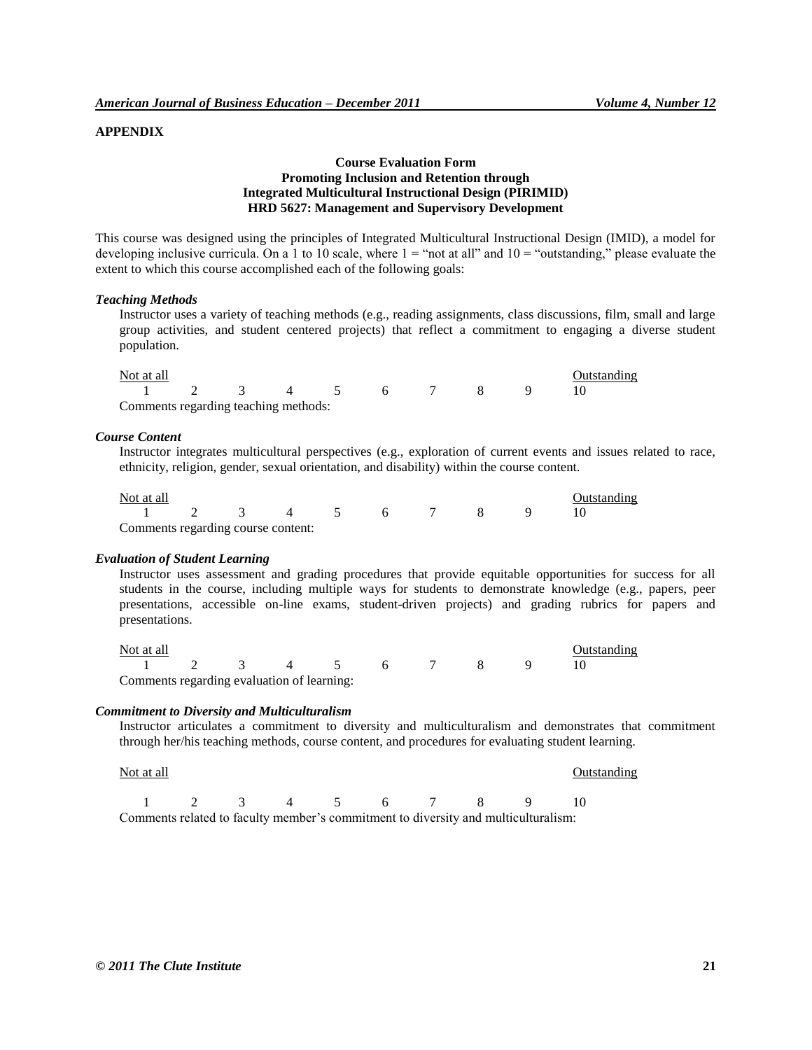## APPENDIX

**Course Evaluation Form**
**Promoting Inclusion and Retention through**
**Integrated Multicultural Instructional Design (PIRIMID)**
**HRD 5627: Management and Supervisory Development**

This course was designed using the principles of Integrated Multicultural Instructional Design (IMID), a model for developing inclusive curricula. On a 1 to 10 scale, where 1 = "not at all" and 10 = "outstanding," please evaluate the extent to which this course accomplished each of the following goals:

### *Teaching Methods*

Instructor uses a variety of teaching methods (e.g., reading assignments, class discussions, film, small and large group activities, and student centered projects) that reflect a commitment to engaging a diverse student population.

| Not at all | | | | | | | | | Outstanding |
|---|---|---|---|---|---|---|---|---|---|
| 1 | 2 | 3 | 4 | 5 | 6 | 7 | 8 | 9 | 10 |

Comments regarding teaching methods:

### *Course Content*

Instructor integrates multicultural perspectives (e.g., exploration of current events and issues related to race, ethnicity, religion, gender, sexual orientation, and disability) within the course content.

| Not at all | | | | | | | | | Outstanding |
|---|---|---|---|---|---|---|---|---|---|
| 1 | 2 | 3 | 4 | 5 | 6 | 7 | 8 | 9 | 10 |

Comments regarding course content:

### *Evaluation of Student Learning*

Instructor uses assessment and grading procedures that provide equitable opportunities for success for all students in the course, including multiple ways for students to demonstrate knowledge (e.g., papers, peer presentations, accessible on-line exams, student-driven projects) and grading rubrics for papers and presentations.

| Not at all | | | | | | | | | Outstanding |
|---|---|---|---|---|---|---|---|---|---|
| 1 | 2 | 3 | 4 | 5 | 6 | 7 | 8 | 9 | 10 |

Comments regarding evaluation of learning:

### *Commitment to Diversity and Multiculturalism*

Instructor articulates a commitment to diversity and multiculturalism and demonstrates that commitment through her/his teaching methods, course content, and procedures for evaluating student learning.

| Not at all | | | | | | | | | Outstanding |
|---|---|---|---|---|---|---|---|---|---|
| 1 | 2 | 3 | 4 | 5 | 6 | 7 | 8 | 9 | 10 |

Comments related to faculty member's commitment to diversity and multiculturalism: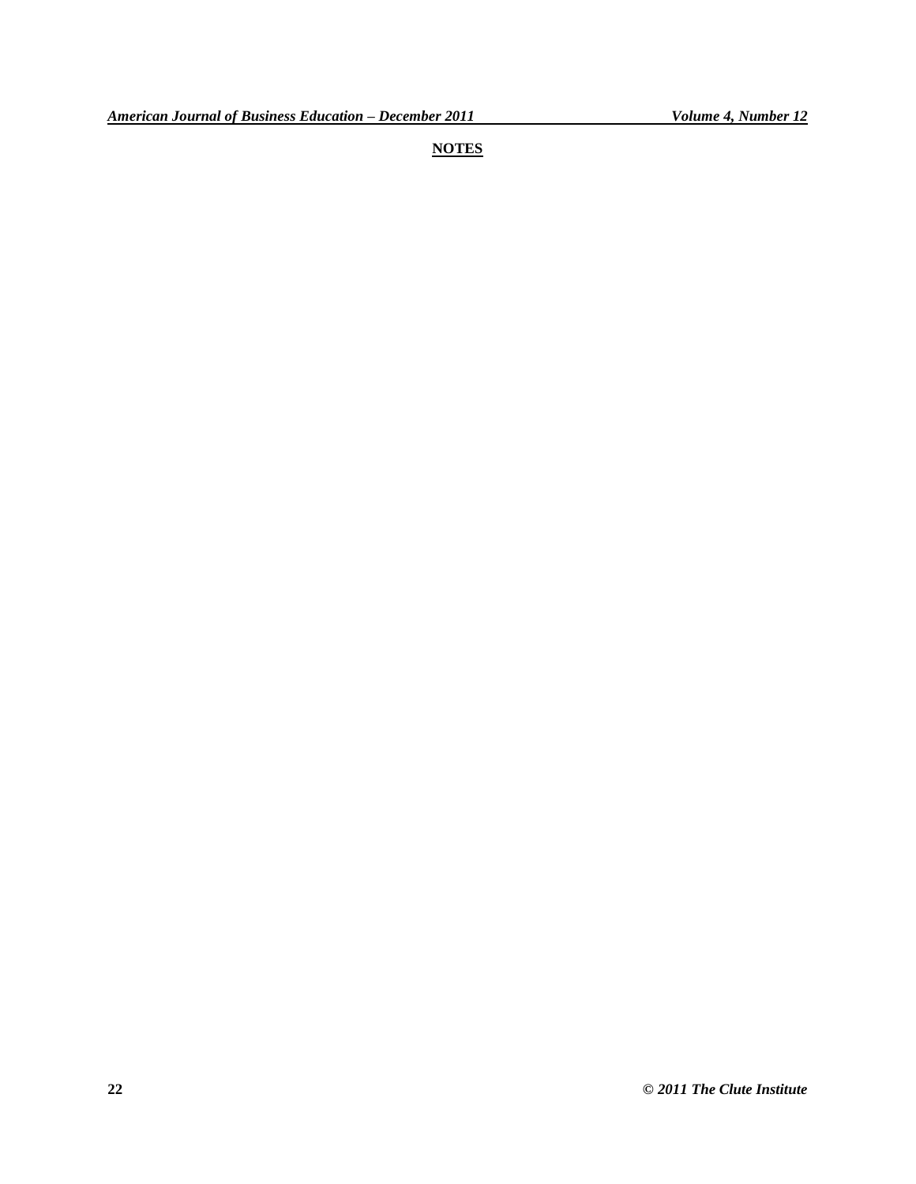**NOTES**